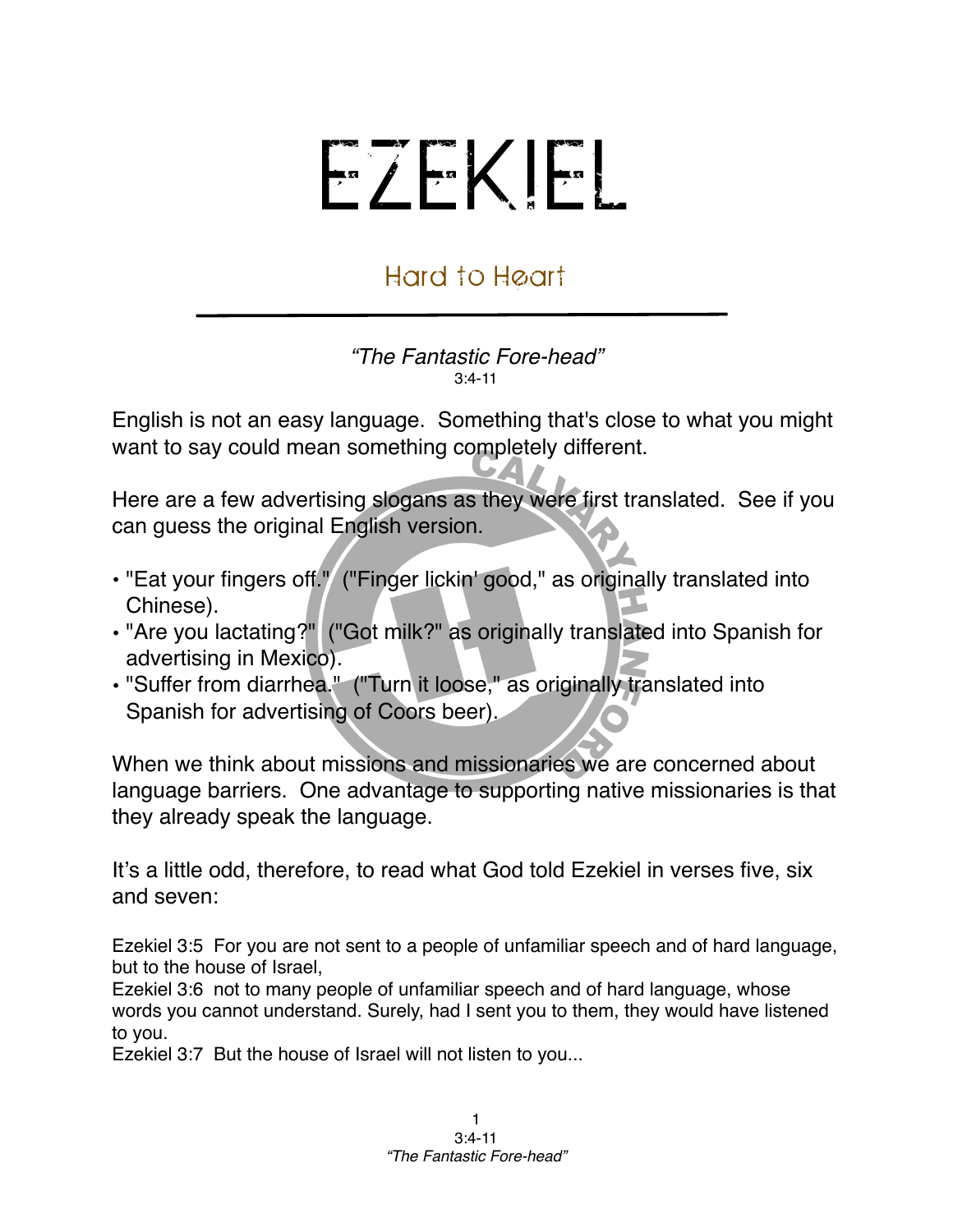# EZEKIEL

## Hard to Heart

*"The Fantastic Fore-head"*
3:4-11

English is not an easy language. Something that's close to what you might want to say could mean something completely different.

Here are a few advertising slogans as they were first translated. See if you can guess the original English version.

- "Eat your fingers off." ("Finger lickin' good," as originally translated into Chinese).
- "Are you lactating?" ("Got milk?" as originally translated into Spanish for advertising in Mexico).
- "Suffer from diarrhea." ("Turn it loose," as originally translated into Spanish for advertising of Coors beer).

When we think about missions and missionaries we are concerned about language barriers. One advantage to supporting native missionaries is that they already speak the language.

It's a little odd, therefore, to read what God told Ezekiel in verses five, six and seven:

Ezekiel 3:5 For you are not sent to a people of unfamiliar speech and of hard language, but to the house of Israel,
Ezekiel 3:6 not to many people of unfamiliar speech and of hard language, whose words you cannot understand. Surely, had I sent you to them, they would have listened to you.
Ezekiel 3:7 But the house of Israel will not listen to you...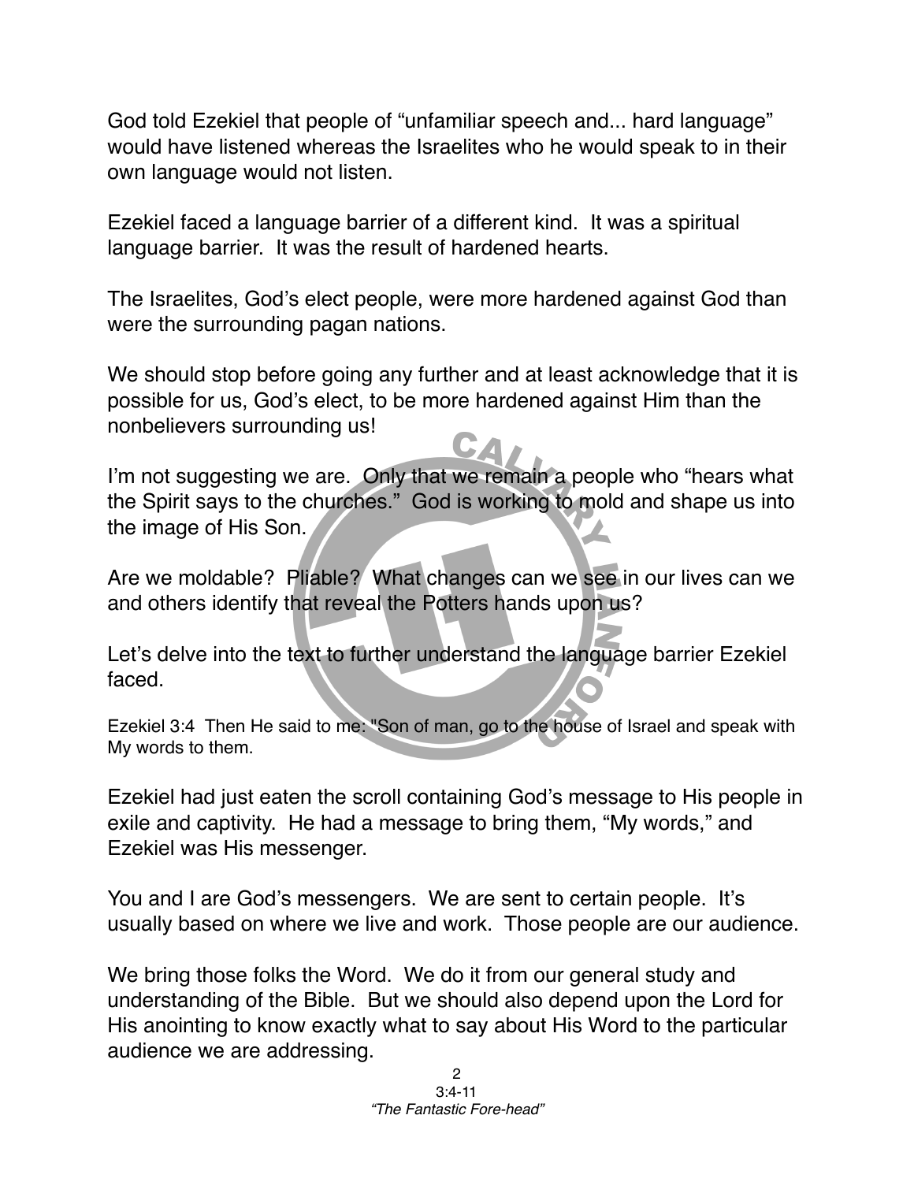God told Ezekiel that people of “unfamiliar speech and... hard language” would have listened whereas the Israelites who he would speak to in their own language would not listen.

Ezekiel faced a language barrier of a different kind. It was a spiritual language barrier. It was the result of hardened hearts.

The Israelites, God’s elect people, were more hardened against God than were the surrounding pagan nations.

We should stop before going any further and at least acknowledge that it is possible for us, God’s elect, to be more hardened against Him than the nonbelievers surrounding us!

I’m not suggesting we are. Only that we remain a people who “hears what the Spirit says to the churches.” God is working to mold and shape us into the image of His Son.

Are we moldable? Pliable? What changes can we see in our lives can we and others identify that reveal the Potters hands upon us?

Let’s delve into the text to further understand the language barrier Ezekiel faced.

Ezekiel 3:4 Then He said to me: "Son of man, go to the house of Israel and speak with My words to them.

Ezekiel had just eaten the scroll containing God’s message to His people in exile and captivity. He had a message to bring them, “My words,” and Ezekiel was His messenger.

You and I are God’s messengers. We are sent to certain people. It’s usually based on where we live and work. Those people are our audience.

We bring those folks the Word. We do it from our general study and understanding of the Bible. But we should also depend upon the Lord for His anointing to know exactly what to say about His Word to the particular audience we are addressing.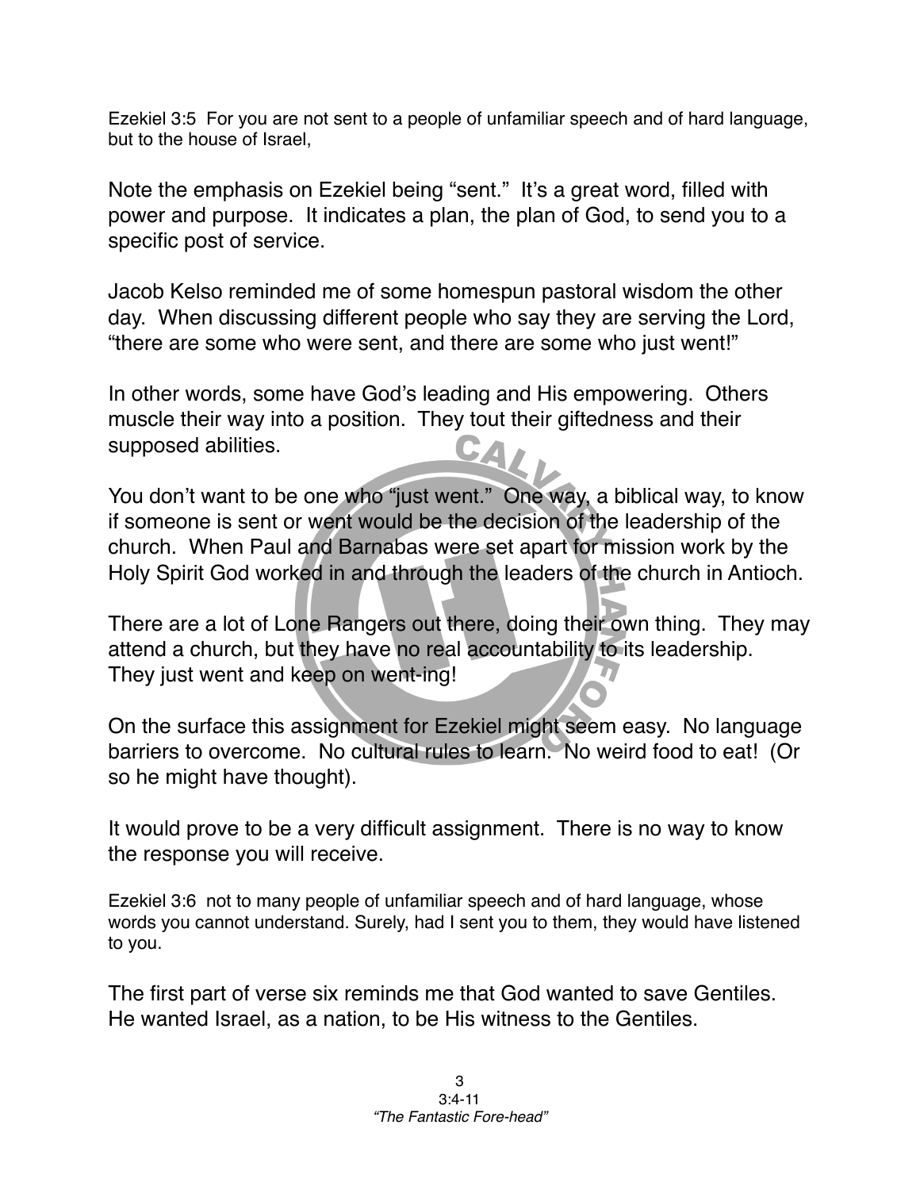Ezekiel 3:5 For you are not sent to a people of unfamiliar speech and of hard language, but to the house of Israel,

Note the emphasis on Ezekiel being "sent." It's a great word, filled with power and purpose. It indicates a plan, the plan of God, to send you to a specific post of service.

Jacob Kelso reminded me of some homespun pastoral wisdom the other day. When discussing different people who say they are serving the Lord, "there are some who were sent, and there are some who just went!"

In other words, some have God's leading and His empowering. Others muscle their way into a position. They tout their giftedness and their supposed abilities.

You don't want to be one who "just went." One way, a biblical way, to know if someone is sent or went would be the decision of the leadership of the church. When Paul and Barnabas were set apart for mission work by the Holy Spirit God worked in and through the leaders of the church in Antioch.

There are a lot of Lone Rangers out there, doing their own thing. They may attend a church, but they have no real accountability to its leadership. They just went and keep on went-ing!

On the surface this assignment for Ezekiel might seem easy. No language barriers to overcome. No cultural rules to learn. No weird food to eat! (Or so he might have thought).

It would prove to be a very difficult assignment. There is no way to know the response you will receive.

Ezekiel 3:6 not to many people of unfamiliar speech and of hard language, whose words you cannot understand. Surely, had I sent you to them, they would have listened to you.

The first part of verse six reminds me that God wanted to save Gentiles. He wanted Israel, as a nation, to be His witness to the Gentiles.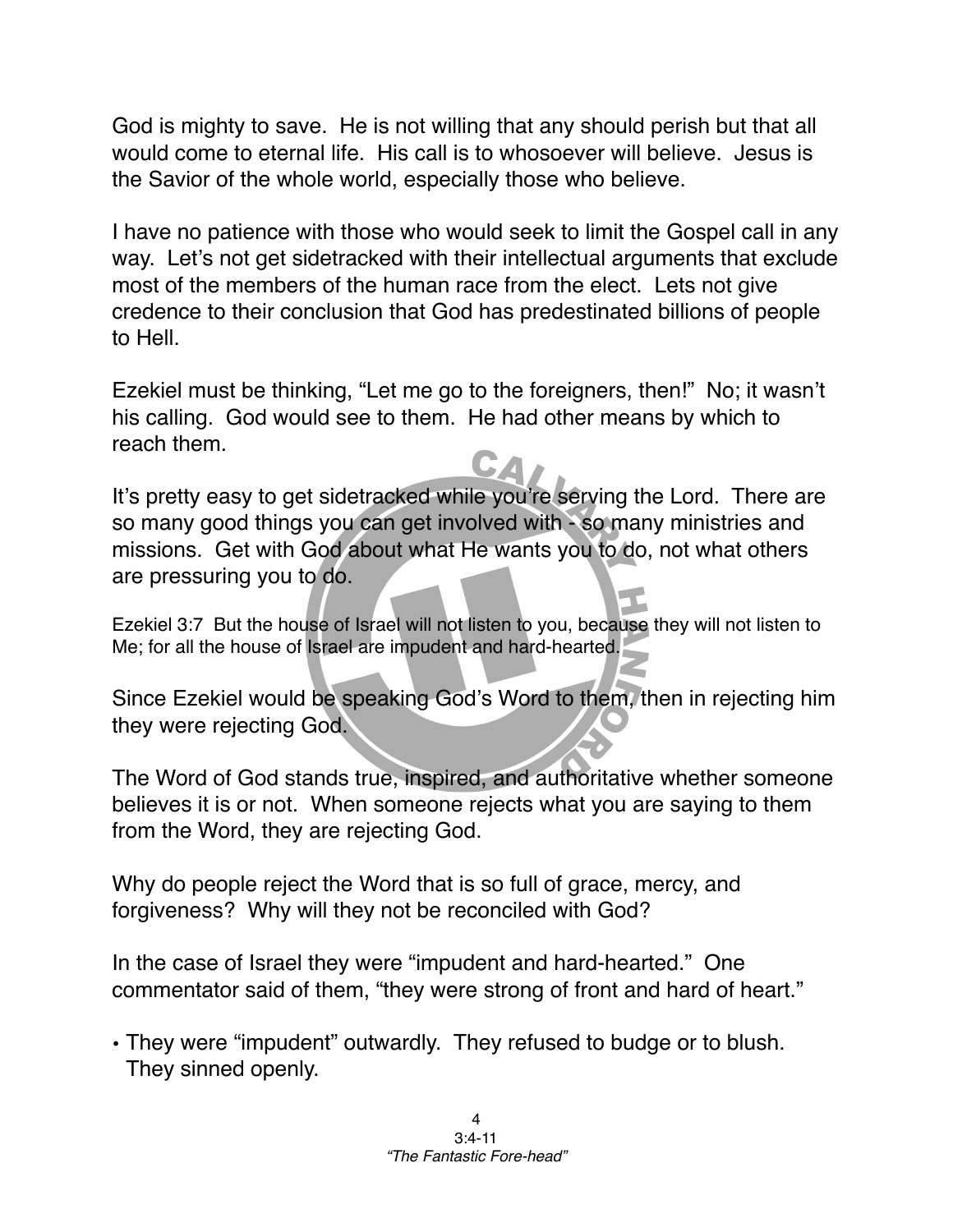God is mighty to save. He is not willing that any should perish but that all would come to eternal life. His call is to whosoever will believe. Jesus is the Savior of the whole world, especially those who believe.

I have no patience with those who would seek to limit the Gospel call in any way. Let's not get sidetracked with their intellectual arguments that exclude most of the members of the human race from the elect. Lets not give credence to their conclusion that God has predestinated billions of people to Hell.

Ezekiel must be thinking, "Let me go to the foreigners, then!" No; it wasn't his calling. God would see to them. He had other means by which to reach them.

It's pretty easy to get sidetracked while you're serving the Lord. There are so many good things you can get involved with - so many ministries and missions. Get with God about what He wants you to do, not what others are pressuring you to do.

Ezekiel 3:7 But the house of Israel will not listen to you, because they will not listen to Me; for all the house of Israel are impudent and hard-hearted.

Since Ezekiel would be speaking God's Word to them, then in rejecting him they were rejecting God.

The Word of God stands true, inspired, and authoritative whether someone believes it is or not. When someone rejects what you are saying to them from the Word, they are rejecting God.

Why do people reject the Word that is so full of grace, mercy, and forgiveness? Why will they not be reconciled with God?

In the case of Israel they were "impudent and hard-hearted." One commentator said of them, "they were strong of front and hard of heart."

- They were "impudent" outwardly. They refused to budge or to blush. They sinned openly.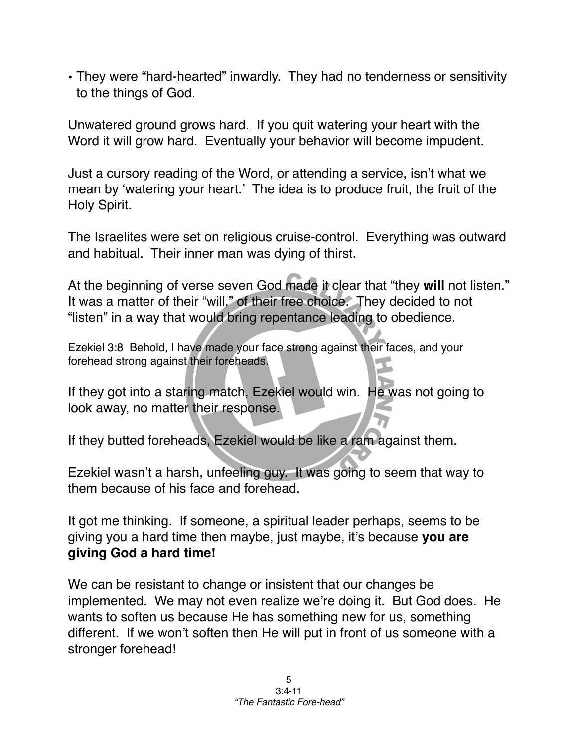- They were "hard-hearted" inwardly. They had no tenderness or sensitivity to the things of God.

Unwatered ground grows hard. If you quit watering your heart with the Word it will grow hard. Eventually your behavior will become impudent.

Just a cursory reading of the Word, or attending a service, isn't what we mean by 'watering your heart.' The idea is to produce fruit, the fruit of the Holy Spirit.

The Israelites were set on religious cruise-control. Everything was outward and habitual. Their inner man was dying of thirst.

At the beginning of verse seven God made it clear that "they **will** not listen." It was a matter of their "will," of their free choice. They decided to not "listen" in a way that would bring repentance leading to obedience.

Ezekiel 3:8 Behold, I have made your face strong against their faces, and your forehead strong against their foreheads.

If they got into a staring match, Ezekiel would win. He was not going to look away, no matter their response.

If they butted foreheads, Ezekiel would be like a ram against them.

Ezekiel wasn't a harsh, unfeeling guy. It was going to seem that way to them because of his face and forehead.

It got me thinking. If someone, a spiritual leader perhaps, seems to be giving you a hard time then maybe, just maybe, it's because **you are giving God a hard time!**

We can be resistant to change or insistent that our changes be implemented. We may not even realize we're doing it. But God does. He wants to soften us because He has something new for us, something different. If we won't soften then He will put in front of us someone with a stronger forehead!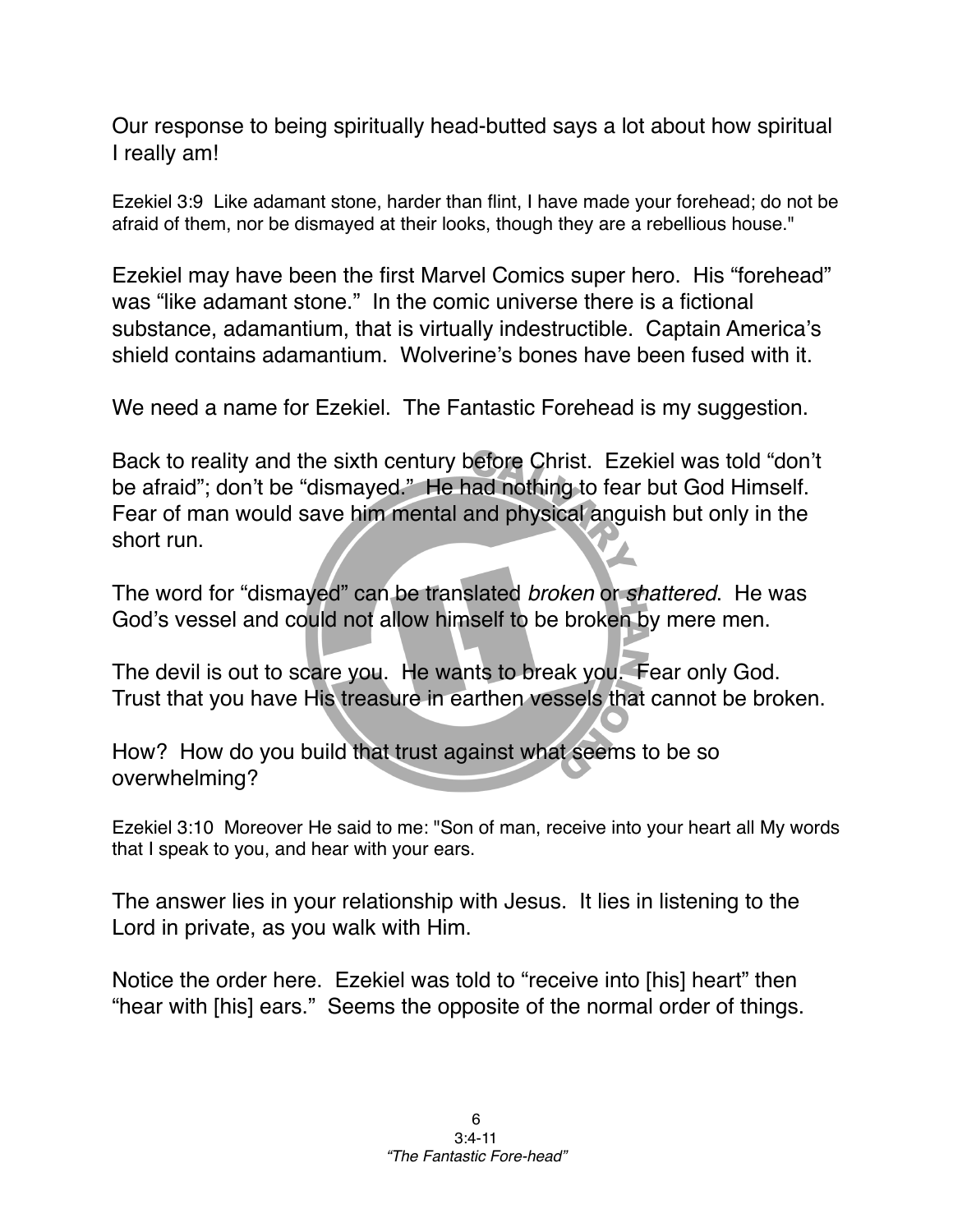Our response to being spiritually head-butted says a lot about how spiritual I really am!

Ezekiel 3:9 Like adamant stone, harder than flint, I have made your forehead; do not be afraid of them, nor be dismayed at their looks, though they are a rebellious house."

Ezekiel may have been the first Marvel Comics super hero. His "forehead" was "like adamant stone." In the comic universe there is a fictional substance, adamantium, that is virtually indestructible. Captain America's shield contains adamantium. Wolverine's bones have been fused with it.

We need a name for Ezekiel. The Fantastic Forehead is my suggestion.

Back to reality and the sixth century before Christ. Ezekiel was told "don't be afraid"; don't be "dismayed." He had nothing to fear but God Himself. Fear of man would save him mental and physical anguish but only in the short run.

The word for "dismayed" can be translated *broken* or *shattered*. He was God's vessel and could not allow himself to be broken by mere men.

The devil is out to scare you. He wants to break you. Fear only God. Trust that you have His treasure in earthen vessels that cannot be broken.

How? How do you build that trust against what seems to be so overwhelming?

Ezekiel 3:10 Moreover He said to me: "Son of man, receive into your heart all My words that I speak to you, and hear with your ears.

The answer lies in your relationship with Jesus. It lies in listening to the Lord in private, as you walk with Him.

Notice the order here. Ezekiel was told to "receive into [his] heart" then "hear with [his] ears." Seems the opposite of the normal order of things.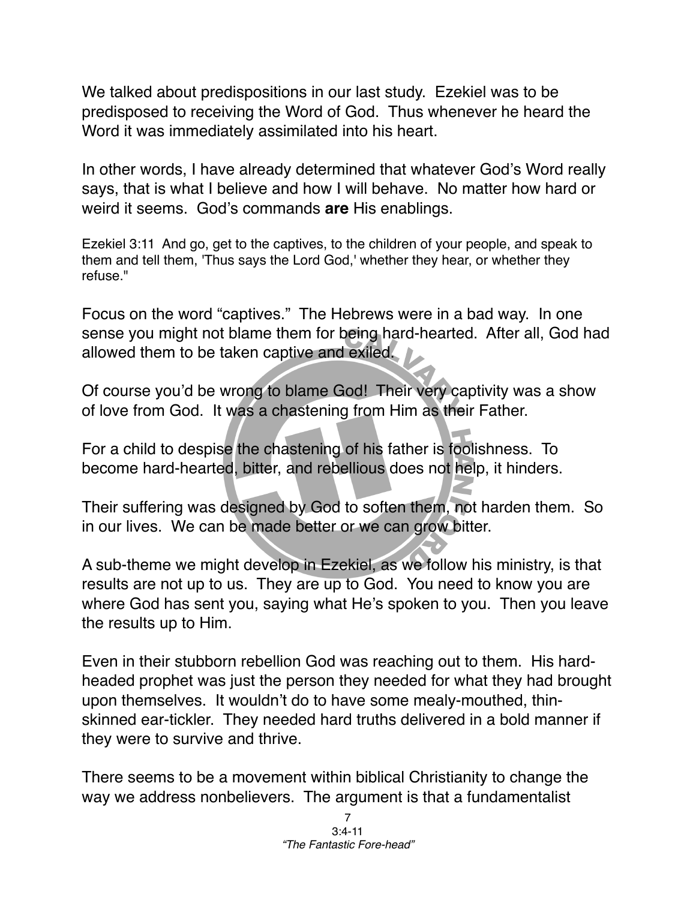We talked about predispositions in our last study. Ezekiel was to be predisposed to receiving the Word of God. Thus whenever he heard the Word it was immediately assimilated into his heart.

In other words, I have already determined that whatever God's Word really says, that is what I believe and how I will behave. No matter how hard or weird it seems. God's commands **are** His enablings.

Ezekiel 3:11 And go, get to the captives, to the children of your people, and speak to them and tell them, 'Thus says the Lord God,' whether they hear, or whether they refuse."

Focus on the word "captives." The Hebrews were in a bad way. In one sense you might not blame them for being hard-hearted. After all, God had allowed them to be taken captive and exiled.

Of course you'd be wrong to blame God! Their very captivity was a show of love from God. It was a chastening from Him as their Father.

For a child to despise the chastening of his father is foolishness. To become hard-hearted, bitter, and rebellious does not help, it hinders.

Their suffering was designed by God to soften them, not harden them. So in our lives. We can be made better or we can grow bitter.

A sub-theme we might develop in Ezekiel, as we follow his ministry, is that results are not up to us. They are up to God. You need to know you are where God has sent you, saying what He's spoken to you. Then you leave the results up to Him.

Even in their stubborn rebellion God was reaching out to them. His hard-headed prophet was just the person they needed for what they had brought upon themselves. It wouldn't do to have some mealy-mouthed, thin-skinned ear-tickler. They needed hard truths delivered in a bold manner if they were to survive and thrive.

There seems to be a movement within biblical Christianity to change the way we address nonbelievers. The argument is that a fundamentalist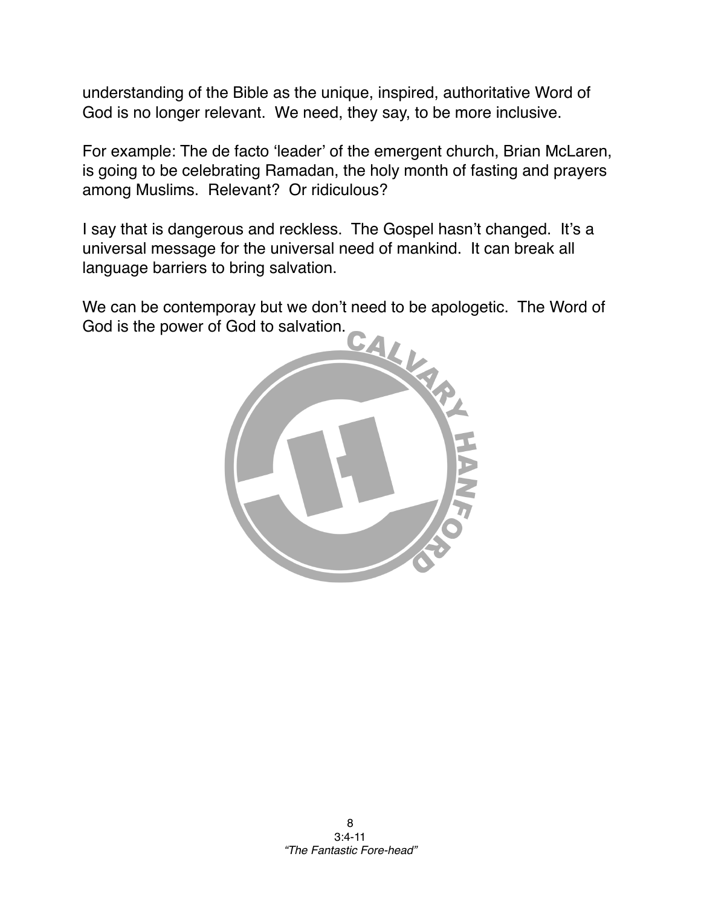understanding of the Bible as the unique, inspired, authoritative Word of God is no longer relevant.  We need, they say, to be more inclusive.

For example: The de facto 'leader' of the emergent church, Brian McLaren, is going to be celebrating Ramadan, the holy month of fasting and prayers among Muslims.  Relevant?  Or ridiculous?

I say that is dangerous and reckless.  The Gospel hasn't changed.  It's a universal message for the universal need of mankind.  It can break all language barriers to bring salvation.

We can be contemporay but we don't need to be apologetic.  The Word of God is the power of God to salvation.